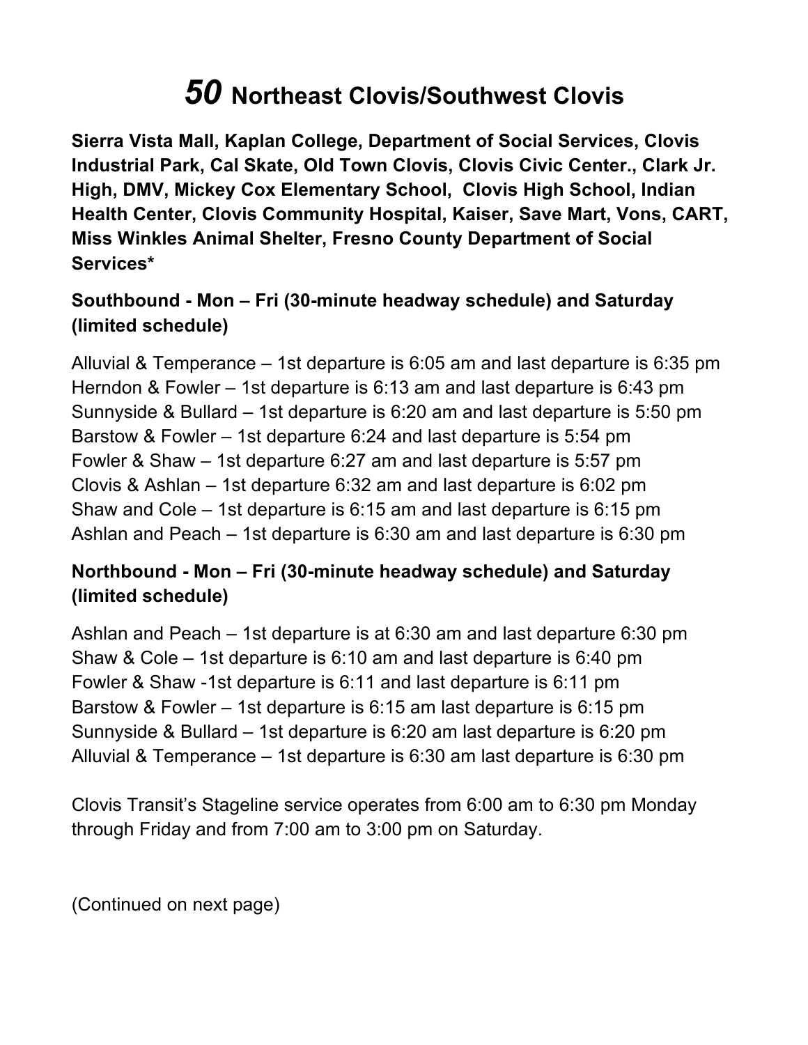# *50* Northeast Clovis/Southwest Clovis

**Sierra Vista Mall, Kaplan College, Department of Social Services, Clovis Industrial Park, Cal Skate, Old Town Clovis, Clovis Civic Center., Clark Jr. High, DMV, Mickey Cox Elementary School, Clovis High School, Indian Health Center, Clovis Community Hospital, Kaiser, Save Mart, Vons, CART, Miss Winkles Animal Shelter, Fresno County Department of Social Services***

### Southbound - Mon – Fri (30-minute headway schedule) and Saturday (limited schedule)

Alluvial & Temperance – 1st departure is 6:05 am and last departure is 6:35 pm
Herndon & Fowler – 1st departure is 6:13 am and last departure is 6:43 pm
Sunnyside & Bullard – 1st departure is 6:20 am and last departure is 5:50 pm
Barstow & Fowler – 1st departure 6:24 and last departure is 5:54 pm
Fowler & Shaw – 1st departure 6:27 am and last departure is 5:57 pm
Clovis & Ashlan – 1st departure 6:32 am and last departure is 6:02 pm
Shaw and Cole – 1st departure is 6:15 am and last departure is 6:15 pm
Ashlan and Peach – 1st departure is 6:30 am and last departure is 6:30 pm

### Northbound - Mon – Fri (30-minute headway schedule) and Saturday (limited schedule)

Ashlan and Peach – 1st departure is at 6:30 am and last departure 6:30 pm
Shaw & Cole – 1st departure is 6:10 am and last departure is 6:40 pm
Fowler & Shaw -1st departure is 6:11 and last departure is 6:11 pm
Barstow & Fowler – 1st departure is 6:15 am last departure is 6:15 pm
Sunnyside & Bullard – 1st departure is 6:20 am last departure is 6:20 pm
Alluvial & Temperance – 1st departure is 6:30 am last departure is 6:30 pm

Clovis Transit's Stageline service operates from 6:00 am to 6:30 pm Monday through Friday and from 7:00 am to 3:00 pm on Saturday.

(Continued on next page)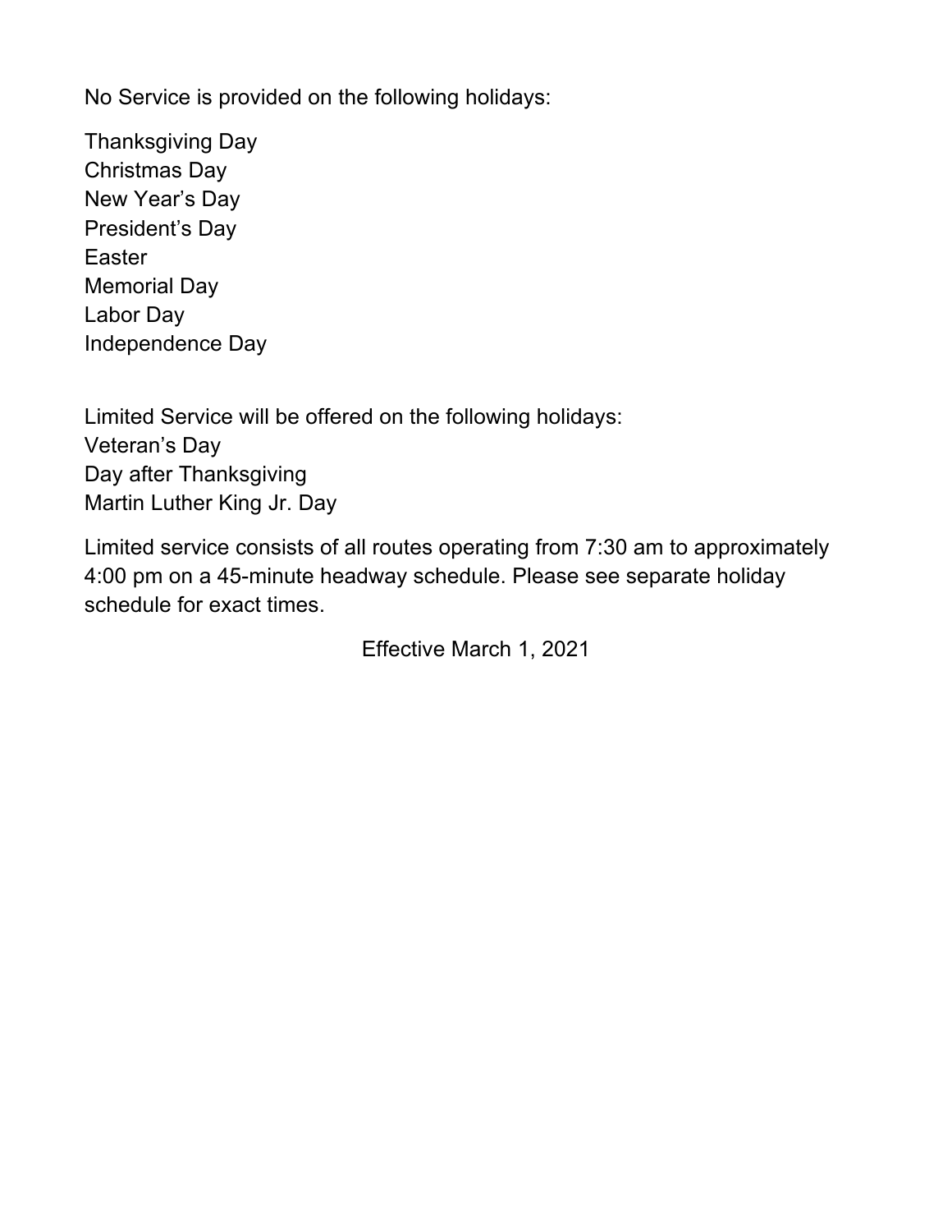No Service is provided on the following holidays:

Thanksgiving Day
Christmas Day
New Year's Day
President's Day
Easter
Memorial Day
Labor Day
Independence Day

Limited Service will be offered on the following holidays:
Veteran's Day
Day after Thanksgiving
Martin Luther King Jr. Day

Limited service consists of all routes operating from 7:30 am to approximately 4:00 pm on a 45-minute headway schedule. Please see separate holiday schedule for exact times.

Effective March 1, 2021